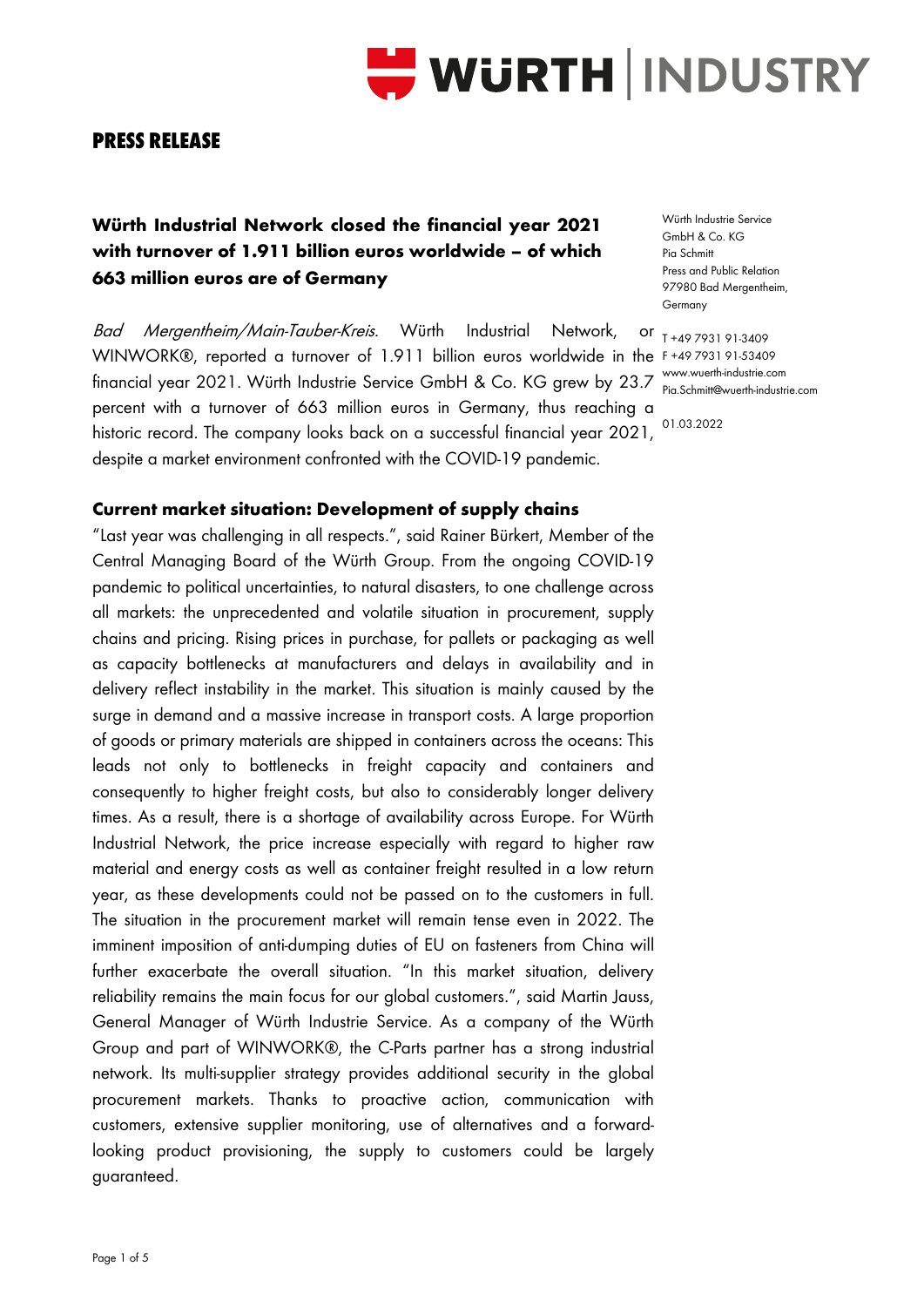**PRESS RELEASE**

Würth Industrie Service GmbH & Co. KG
Pia Schmitt
Press and Public Relation
97980 Bad Mergentheim, Germany

T +49 7931 91-3409
F +49 7931 91-53409
www.wuerth-industrie.com
Pia.Schmitt@wuerth-industrie.com

01.03.2022

# Würth Industrial Network closed the financial year 2021 with turnover of 1.911 billion euros worldwide – of which 663 million euros are of Germany

*Bad Mergentheim/Main-Tauber-Kreis.* Würth Industrial Network, or WINWORK®, reported a turnover of 1.911 billion euros worldwide in the financial year 2021. Würth Industrie Service GmbH & Co. KG grew by 23.7 percent with a turnover of 663 million euros in Germany, thus reaching a historic record. The company looks back on a successful financial year 2021, despite a market environment confronted with the COVID-19 pandemic.

## Current market situation: Development of supply chains

"Last year was challenging in all respects.", said Rainer Bürkert, Member of the Central Managing Board of the Würth Group. From the ongoing COVID-19 pandemic to political uncertainties, to natural disasters, to one challenge across all markets: the unprecedented and volatile situation in procurement, supply chains and pricing. Rising prices in purchase, for pallets or packaging as well as capacity bottlenecks at manufacturers and delays in availability and in delivery reflect instability in the market. This situation is mainly caused by the surge in demand and a massive increase in transport costs. A large proportion of goods or primary materials are shipped in containers across the oceans: This leads not only to bottlenecks in freight capacity and containers and consequently to higher freight costs, but also to considerably longer delivery times. As a result, there is a shortage of availability across Europe. For Würth Industrial Network, the price increase especially with regard to higher raw material and energy costs as well as container freight resulted in a low return year, as these developments could not be passed on to the customers in full. The situation in the procurement market will remain tense even in 2022. The imminent imposition of anti-dumping duties of EU on fasteners from China will further exacerbate the overall situation. "In this market situation, delivery reliability remains the main focus for our global customers.", said Martin Jauss, General Manager of Würth Industrie Service. As a company of the Würth Group and part of WINWORK®, the C-Parts partner has a strong industrial network. Its multi-supplier strategy provides additional security in the global procurement markets. Thanks to proactive action, communication with customers, extensive supplier monitoring, use of alternatives and a forward-looking product provisioning, the supply to customers could be largely guaranteed.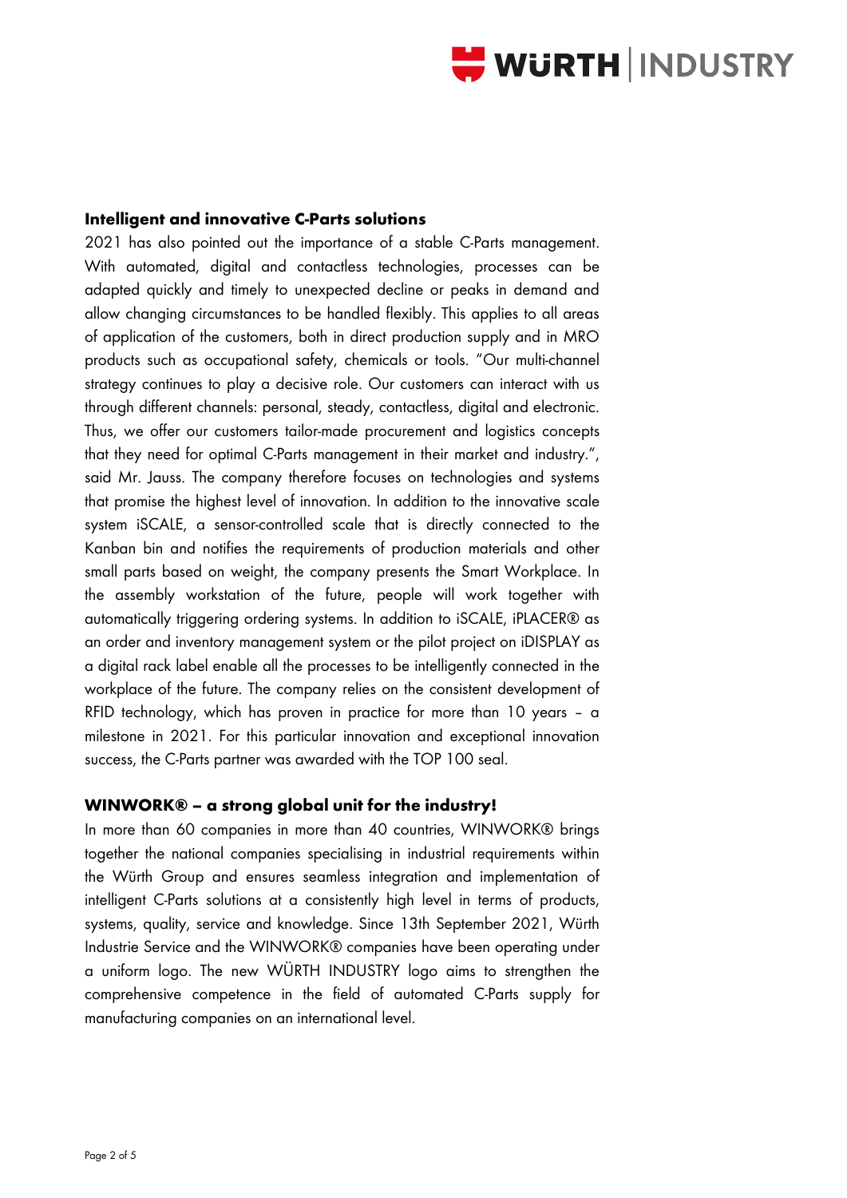**Intelligent and innovative C-Parts solutions**

2021 has also pointed out the importance of a stable C-Parts management. With automated, digital and contactless technologies, processes can be adapted quickly and timely to unexpected decline or peaks in demand and allow changing circumstances to be handled flexibly. This applies to all areas of application of the customers, both in direct production supply and in MRO products such as occupational safety, chemicals or tools. "Our multi-channel strategy continues to play a decisive role. Our customers can interact with us through different channels: personal, steady, contactless, digital and electronic. Thus, we offer our customers tailor-made procurement and logistics concepts that they need for optimal C-Parts management in their market and industry.", said Mr. Jauss. The company therefore focuses on technologies and systems that promise the highest level of innovation. In addition to the innovative scale system iSCALE, a sensor-controlled scale that is directly connected to the Kanban bin and notifies the requirements of production materials and other small parts based on weight, the company presents the Smart Workplace. In the assembly workstation of the future, people will work together with automatically triggering ordering systems. In addition to iSCALE, iPLACER® as an order and inventory management system or the pilot project on iDISPLAY as a digital rack label enable all the processes to be intelligently connected in the workplace of the future. The company relies on the consistent development of RFID technology, which has proven in practice for more than 10 years – a milestone in 2021. For this particular innovation and exceptional innovation success, the C-Parts partner was awarded with the TOP 100 seal.

**WINWORK® – a strong global unit for the industry!**

In more than 60 companies in more than 40 countries, WINWORK® brings together the national companies specialising in industrial requirements within the Würth Group and ensures seamless integration and implementation of intelligent C-Parts solutions at a consistently high level in terms of products, systems, quality, service and knowledge. Since 13th September 2021, Würth Industrie Service and the WINWORK® companies have been operating under a uniform logo. The new WÜRTH INDUSTRY logo aims to strengthen the comprehensive competence in the field of automated C-Parts supply for manufacturing companies on an international level.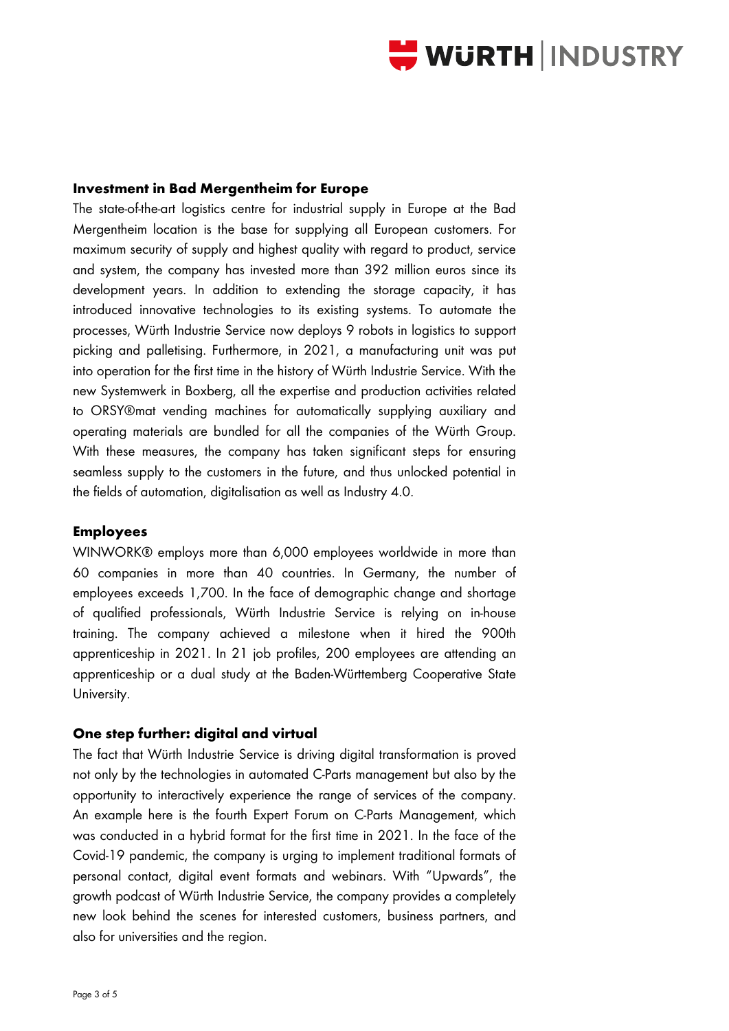### Investment in Bad Mergentheim for Europe

The state-of-the-art logistics centre for industrial supply in Europe at the Bad Mergentheim location is the base for supplying all European customers. For maximum security of supply and highest quality with regard to product, service and system, the company has invested more than 392 million euros since its development years. In addition to extending the storage capacity, it has introduced innovative technologies to its existing systems. To automate the processes, Würth Industrie Service now deploys 9 robots in logistics to support picking and palletising. Furthermore, in 2021, a manufacturing unit was put into operation for the first time in the history of Würth Industrie Service. With the new Systemwerk in Boxberg, all the expertise and production activities related to ORSY®mat vending machines for automatically supplying auxiliary and operating materials are bundled for all the companies of the Würth Group. With these measures, the company has taken significant steps for ensuring seamless supply to the customers in the future, and thus unlocked potential in the fields of automation, digitalisation as well as Industry 4.0.

### Employees

WINWORK® employs more than 6,000 employees worldwide in more than 60 companies in more than 40 countries. In Germany, the number of employees exceeds 1,700. In the face of demographic change and shortage of qualified professionals, Würth Industrie Service is relying on in-house training. The company achieved a milestone when it hired the 900th apprenticeship in 2021. In 21 job profiles, 200 employees are attending an apprenticeship or a dual study at the Baden-Württemberg Cooperative State University.

### One step further: digital and virtual

The fact that Würth Industrie Service is driving digital transformation is proved not only by the technologies in automated C-Parts management but also by the opportunity to interactively experience the range of services of the company. An example here is the fourth Expert Forum on C-Parts Management, which was conducted in a hybrid format for the first time in 2021. In the face of the Covid-19 pandemic, the company is urging to implement traditional formats of personal contact, digital event formats and webinars. With "Upwards", the growth podcast of Würth Industrie Service, the company provides a completely new look behind the scenes for interested customers, business partners, and also for universities and the region.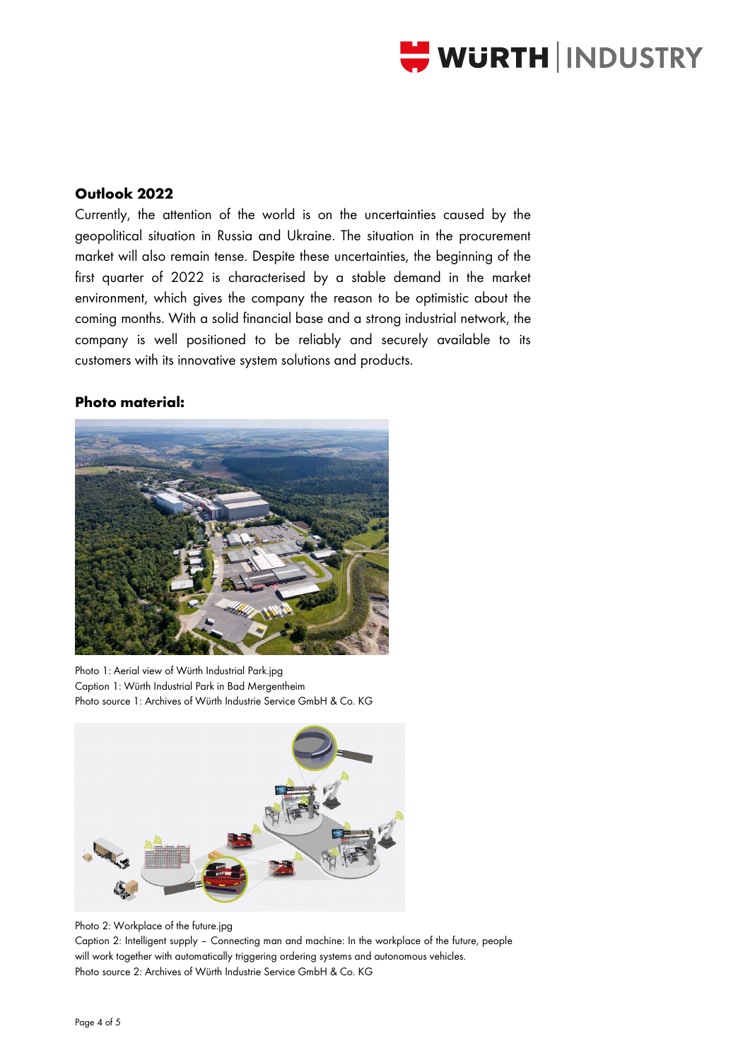## Outlook 2022

Currently, the attention of the world is on the uncertainties caused by the geopolitical situation in Russia and Ukraine. The situation in the procurement market will also remain tense. Despite these uncertainties, the beginning of the first quarter of 2022 is characterised by a stable demand in the market environment, which gives the company the reason to be optimistic about the coming months. With a solid financial base and a strong industrial network, the company is well positioned to be reliably and securely available to its customers with its innovative system solutions and products.

## Photo material:

Photo 1: Aerial view of Würth Industrial Park.jpg
Caption 1: Würth Industrial Park in Bad Mergentheim
Photo source 1: Archives of Würth Industrie Service GmbH & Co. KG

Photo 2: Workplace of the future.jpg
Caption 2: Intelligent supply – Connecting man and machine: In the workplace of the future, people will work together with automatically triggering ordering systems and autonomous vehicles.
Photo source 2: Archives of Würth Industrie Service GmbH & Co. KG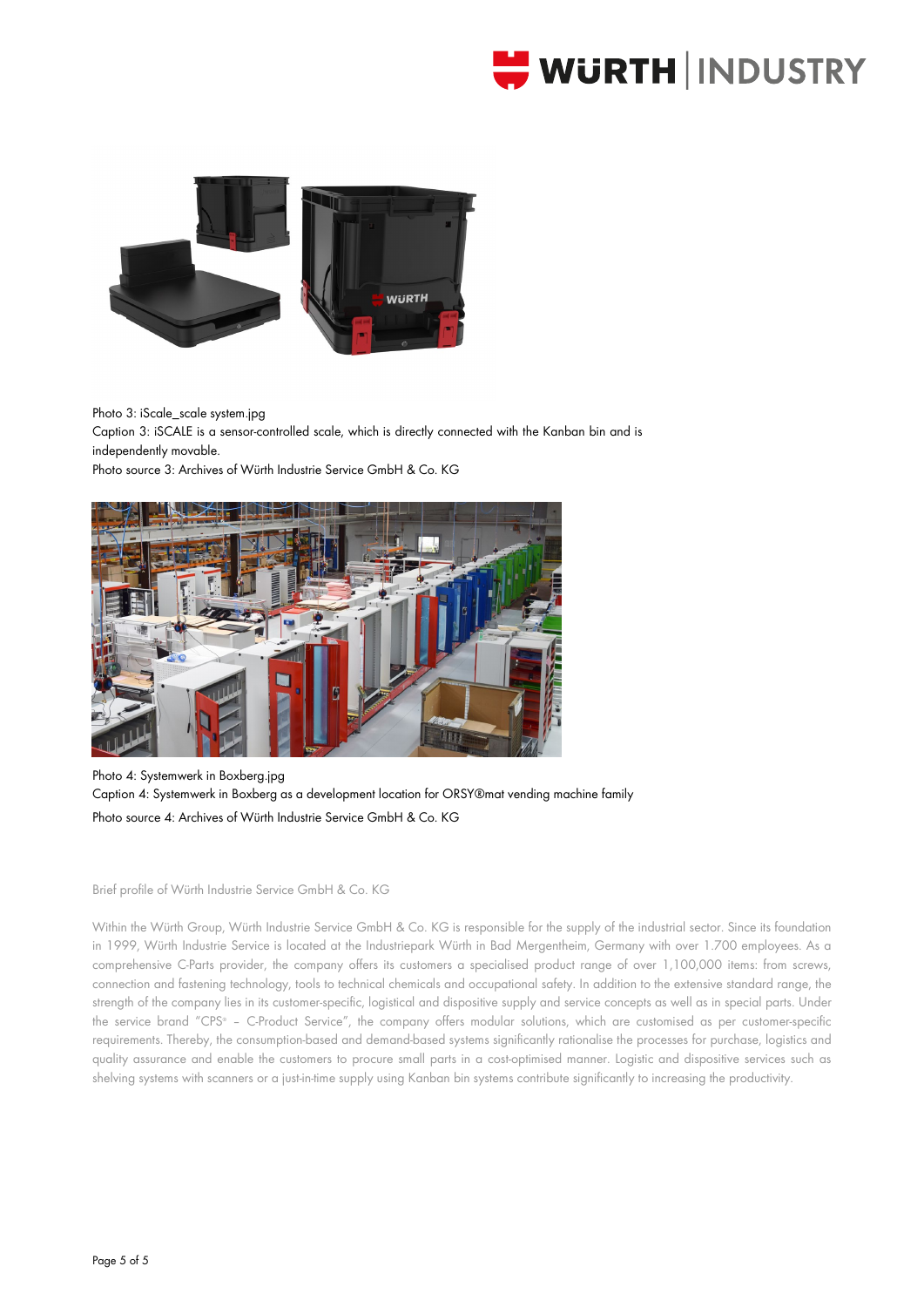Photo 3: iScale_scale system.jpg
Caption 3: iSCALE is a sensor-controlled scale, which is directly connected with the Kanban bin and is independently movable.
Photo source 3: Archives of Würth Industrie Service GmbH & Co. KG

Photo 4: Systemwerk in Boxberg.jpg
Caption 4: Systemwerk in Boxberg as a development location for ORSY®mat vending machine family
Photo source 4: Archives of Würth Industrie Service GmbH & Co. KG

Brief profile of Würth Industrie Service GmbH & Co. KG

Within the Würth Group, Würth Industrie Service GmbH & Co. KG is responsible for the supply of the industrial sector. Since its foundation in 1999, Würth Industrie Service is located at the Industriepark Würth in Bad Mergentheim, Germany with over 1.700 employees. As a comprehensive C-Parts provider, the company offers its customers a specialised product range of over 1,100,000 items: from screws, connection and fastening technology, tools to technical chemicals and occupational safety. In addition to the extensive standard range, the strength of the company lies in its customer-specific, logistical and dispositive supply and service concepts as well as in special parts. Under the service brand "CPS® – C-Product Service", the company offers modular solutions, which are customised as per customer-specific requirements. Thereby, the consumption-based and demand-based systems significantly rationalise the processes for purchase, logistics and quality assurance and enable the customers to procure small parts in a cost-optimised manner. Logistic and dispositive services such as shelving systems with scanners or a just-in-time supply using Kanban bin systems contribute significantly to increasing the productivity.